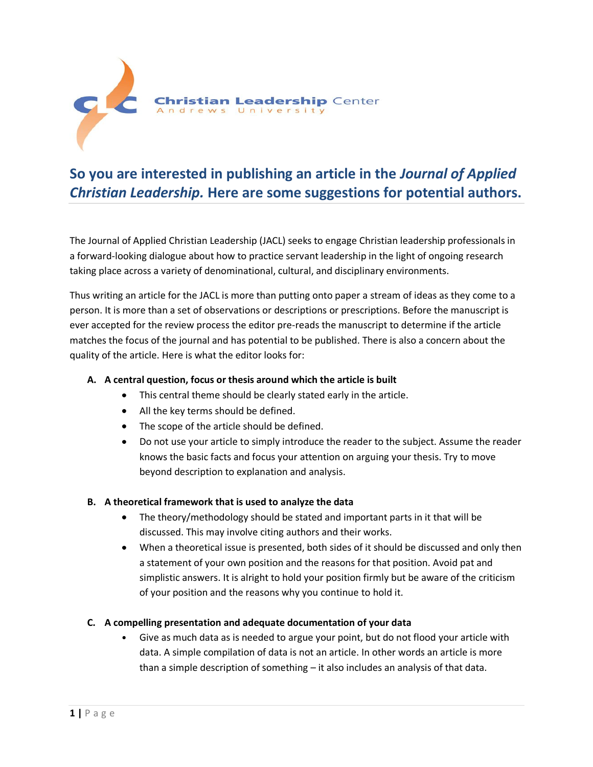Christian Leadership Center
Andrews University

## So you are interested in publishing an article in the *Journal of Applied Christian Leadership.* Here are some suggestions for potential authors.

The Journal of Applied Christian Leadership (JACL) seeks to engage Christian leadership professionals in a forward-looking dialogue about how to practice servant leadership in the light of ongoing research taking place across a variety of denominational, cultural, and disciplinary environments.

Thus writing an article for the JACL is more than putting onto paper a stream of ideas as they come to a person. It is more than a set of observations or descriptions or prescriptions. Before the manuscript is ever accepted for the review process the editor pre-reads the manuscript to determine if the article matches the focus of the journal and has potential to be published. There is also a concern about the quality of the article. Here is what the editor looks for:

**A. A central question, focus or thesis around which the article is built**

- This central theme should be clearly stated early in the article.
- All the key terms should be defined.
- The scope of the article should be defined.
- Do not use your article to simply introduce the reader to the subject. Assume the reader knows the basic facts and focus your attention on arguing your thesis. Try to move beyond description to explanation and analysis.

**B. A theoretical framework that is used to analyze the data**

- The theory/methodology should be stated and important parts in it that will be discussed. This may involve citing authors and their works.
- When a theoretical issue is presented, both sides of it should be discussed and only then a statement of your own position and the reasons for that position. Avoid pat and simplistic answers. It is alright to hold your position firmly but be aware of the criticism of your position and the reasons why you continue to hold it.

**C. A compelling presentation and adequate documentation of your data**

- Give as much data as is needed to argue your point, but do not flood your article with data. A simple compilation of data is not an article. In other words an article is more than a simple description of something – it also includes an analysis of that data.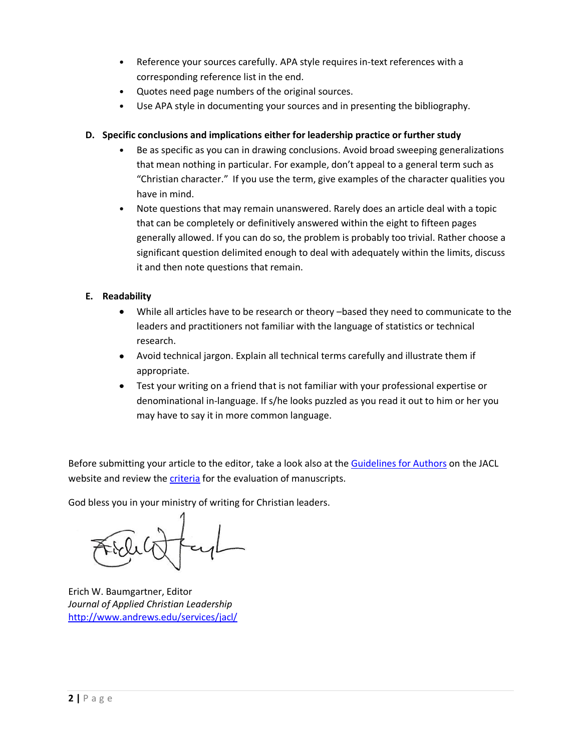- Reference your sources carefully. APA style requires in-text references with a corresponding reference list in the end.
- Quotes need page numbers of the original sources.
- Use APA style in documenting your sources and in presenting the bibliography.

**D. Specific conclusions and implications either for leadership practice or further study**

- Be as specific as you can in drawing conclusions. Avoid broad sweeping generalizations that mean nothing in particular. For example, don't appeal to a general term such as "Christian character." If you use the term, give examples of the character qualities you have in mind.
- Note questions that may remain unanswered. Rarely does an article deal with a topic that can be completely or definitively answered within the eight to fifteen pages generally allowed. If you can do so, the problem is probably too trivial. Rather choose a significant question delimited enough to deal with adequately within the limits, discuss it and then note questions that remain.

**E. Readability**

- While all articles have to be research or theory –based they need to communicate to the leaders and practitioners not familiar with the language of statistics or technical research.
- Avoid technical jargon. Explain all technical terms carefully and illustrate them if appropriate.
- Test your writing on a friend that is not familiar with your professional expertise or denominational in-language. If s/he looks puzzled as you read it out to him or her you may have to say it in more common language.

Before submitting your article to the editor, take a look also at the [Guidelines for Authors]() on the JACL website and review the [criteria]() for the evaluation of manuscripts.

God bless you in your ministry of writing for Christian leaders.

Erich W. Baumgartner, Editor
*Journal of Applied Christian Leadership*
[http://www.andrews.edu/services/jacl/](http://www.andrews.edu/services/jacl/)